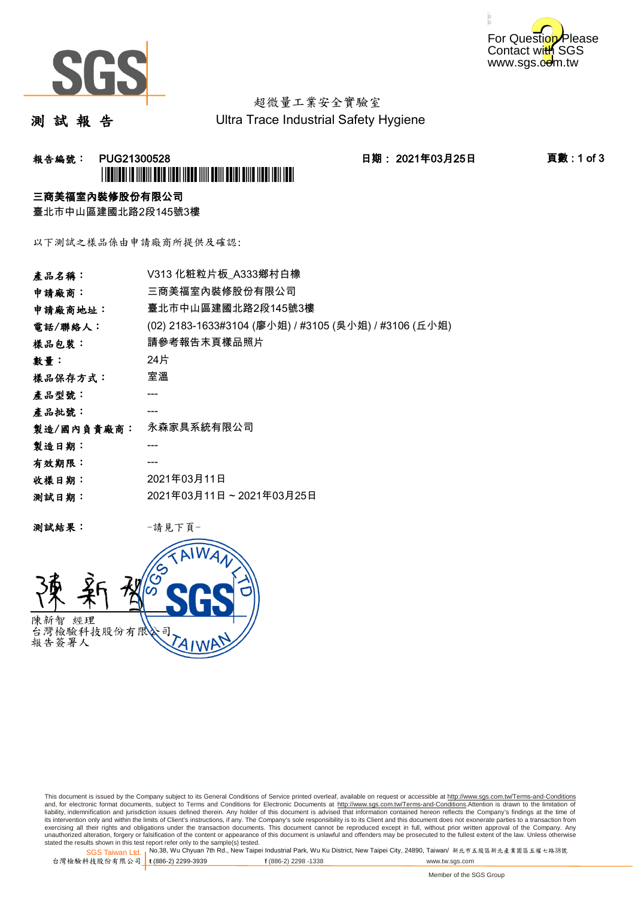For Question Please Contact with SGS www.sgs.com.tw

超微量工業安全實驗室
Ultra Trace Industrial Safety Hygiene

# 測 試 報 告

**報告編號： PUG21300528**　　**日期： 2021年03月25日**　　**頁數 : 1 of 3**

**三商美福室內裝修股份有限公司**
臺北市中山區建國北路2段145號3樓

以下測試之樣品係由申請廠商所提供及確認:

| | |
|---|---|
| **產品名稱：** | V313 化粧粒片板_A333鄉村白橡 |
| **申請廠商：** | 三商美福室內裝修股份有限公司 |
| **申請廠商地址：** | 臺北市中山區建國北路2段145號3樓 |
| **電話/聯絡人：** | (02) 2183-1633#3104 (廖小姐) / #3105 (吳小姐) / #3106 (丘小姐) |
| **樣品包裝：** | 請參考報告末頁樣品照片 |
| **數量：** | 24片 |
| **樣品保存方式：** | 室溫 |
| **產品型號：** | --- |
| **產品批號：** | --- |
| **製造/國內負責廠商：** | 永森家具系統有限公司 |
| **製造日期：** | --- |
| **有效期限：** | --- |
| **收樣日期：** | 2021年03月11日 |
| **測試日期：** | 2021年03月11日 ~ 2021年03月25日 |

**測試結果：**　　-請見下頁-

陳新智　經理
台灣檢驗科技股份有限公司
報告簽署人

This document is issued by the Company subject to its General Conditions of Service printed overleaf, available on request or accessible at http://www.sgs.com.tw/Terms-and-Conditions and, for electronic format documents, subject to Terms and Conditions for Electronic Documents at http://www.sgs.com.tw/Terms-and-Conditions.Attention is drawn to the limitation of liability, indemnification and jurisdiction issues defined therein. Any holder of this document is advised that information contained hereon reflects the Company's findings at the time of its intervention only and within the limits of Client's instructions, if any. The Company's sole responsibility is to its Client and this document does not exonerate parties to a transaction from exercising all their rights and obligations under the transaction documents. This document cannot be reproduced except in full, without prior written approval of the Company. Any unauthorized alteration, forgery or falsification of the content or appearance of this document is unlawful and offenders may be prosecuted to the fullest extent of the law. Unless otherwise stated the results shown in this test report refer only to the sample(s) tested.

SGS Taiwan Ltd. 台灣檢驗科技股份有限公司 | No.38, Wu Chyuan 7th Rd., New Taipei Industrial Park, Wu Ku District, New Taipei City, 24890, Taiwan/ 新北市五股區新北產業園區五權七路38號
t (886-2) 2299-3939　f (886-2) 2298 -1338　www.tw.sgs.com

Member of the SGS Group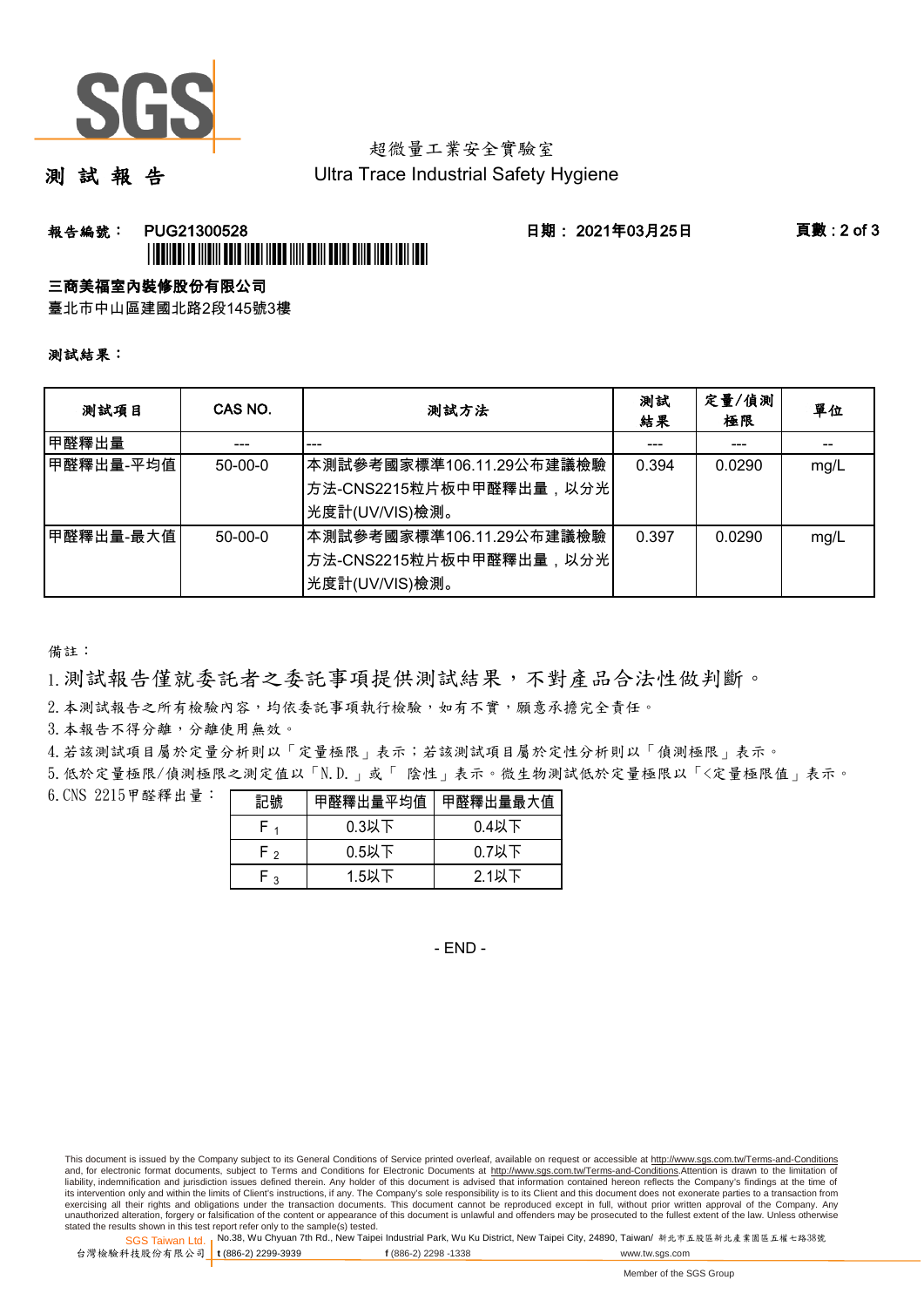超微量工業安全實驗室

Ultra Trace Industrial Safety Hygiene

# 測 試 報 告

**報告編號： PUG21300528** **日期： 2021年03月25日**

**三商美福室內裝修股份有限公司**

臺北市中山區建國北路2段145號3樓

**測試結果：**

| 測試項目 | CAS NO. | 測試方法 | 測試結果 | 定量/偵測極限 | 單位 |
|---|---|---|---|---|---|
| 甲醛釋出量 | --- | --- | --- | --- | -- |
| 甲醛釋出量-平均值 | 50-00-0 | 本測試參考國家標準106.11.29公布建議檢驗方法-CNS2215粒片板中甲醛釋出量，以分光光度計(UV/VIS)檢測。 | 0.394 | 0.0290 | mg/L |
| 甲醛釋出量-最大值 | 50-00-0 | 本測試參考國家標準106.11.29公布建議檢驗方法-CNS2215粒片板中甲醛釋出量，以分光光度計(UV/VIS)檢測。 | 0.397 | 0.0290 | mg/L |

備註：

1. 測試報告僅就委託者之委託事項提供測試結果，不對產品合法性做判斷。
2. 本測試報告之所有檢驗內容，均依委託事項執行檢驗，如有不實，願意承擔完全責任。
3. 本報告不得分離，分離使用無效。
4. 若該測試項目屬於定量分析則以「定量極限」表示；若該測試項目屬於定性分析則以「偵測極限」表示。
5. 低於定量極限/偵測極限之測定值以「N.D.」或「 陰性」表示。微生物測試低於定量極限以「<定量極限值」表示。
6. CNS 2215甲醛釋出量：

| 記號 | 甲醛釋出量平均值 | 甲醛釋出量最大值 |
|---|---|---|
| $F_1$ | 0.3以下 | 0.4以下 |
| $F_2$ | 0.5以下 | 0.7以下 |
| $F_3$ | 1.5以下 | 2.1以下 |

- END -

This document is issued by the Company subject to its General Conditions of Service printed overleaf, available on request or accessible at http://www.sgs.com.tw/Terms-and-Conditions and, for electronic format documents, subject to Terms and Conditions for Electronic Documents at http://www.sgs.com.tw/Terms-and-Conditions.Attention is drawn to the limitation of liability, indemnification and jurisdiction issues defined therein. Any holder of this document is advised that information contained hereon reflects the Company's findings at the time of its intervention only and within the limits of Client's instructions, if any. The Company's sole responsibility is to its Client and this document does not exonerate parties to a transaction from exercising all their rights and obligations under the transaction documents. This document cannot be reproduced except in full, without prior written approval of the Company. Any unauthorized alteration, forgery or falsification of the content or appearance of this document is unlawful and offenders may be prosecuted to the fullest extent of the law. Unless otherwise stated the results shown in this test report refer only to the sample(s) tested.

SGS Taiwan Ltd. 台灣檢驗科技股份有限公司 | No.38, Wu Chyuan 7th Rd., New Taipei Industrial Park, Wu Ku District, New Taipei City, 24890, Taiwan/ 新北市五股區新北產業園區五權七路38號 | t (886-2) 2299-3939 f (886-2) 2298 -1338 www.tw.sgs.com

Member of the SGS Group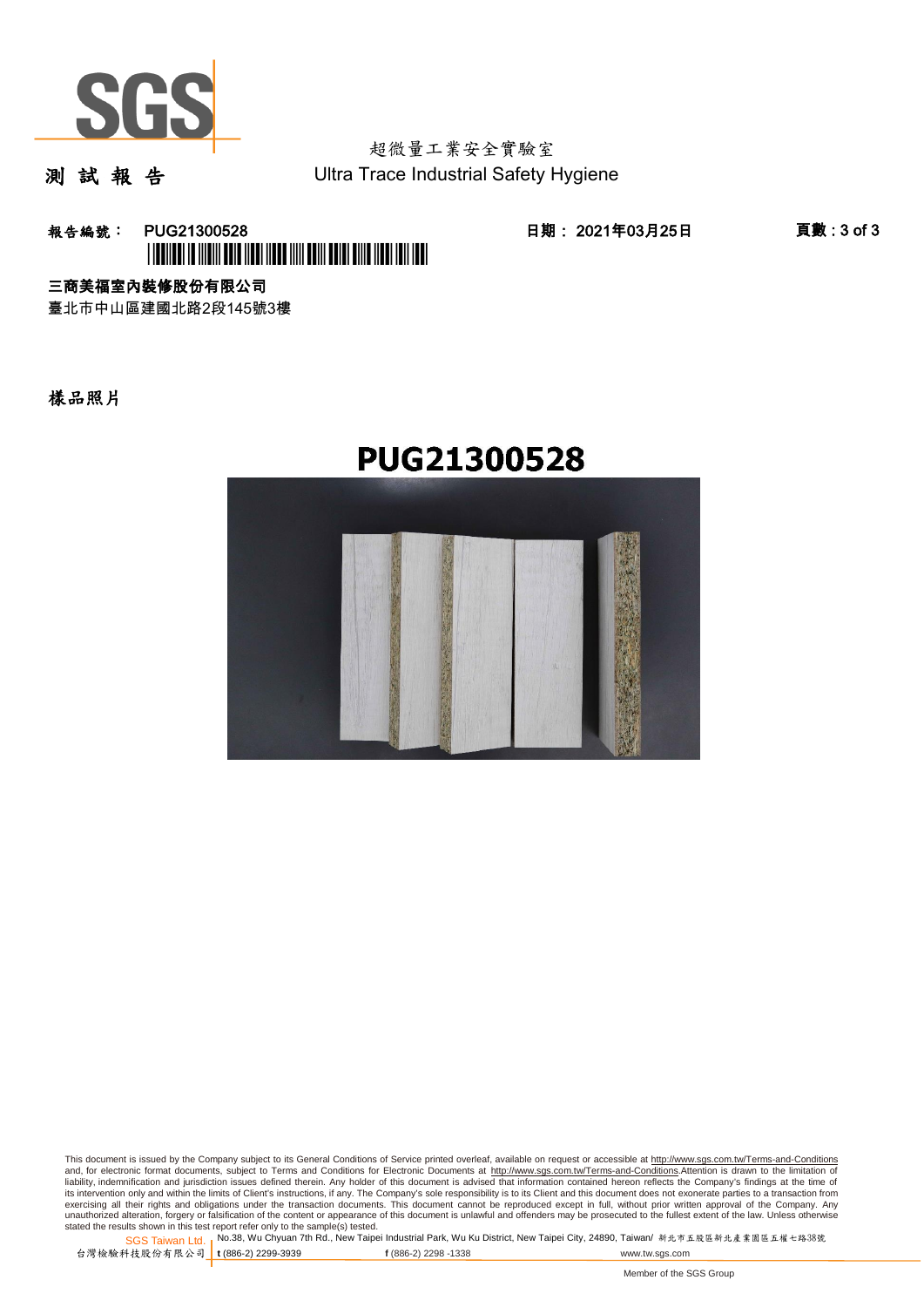超微量工業安全實驗室

# 測 試 報 告

Ultra Trace Industrial Safety Hygiene

報告編號： PUG21300528　　日期： 2021年03月25日

**三商美福室內裝修股份有限公司**

臺北市中山區建國北路2段145號3樓

## 樣品照片

**PUG21300528**

This document is issued by the Company subject to its General Conditions of Service printed overleaf, available on request or accessible at http://www.sgs.com.tw/Terms-and-Conditions and, for electronic format documents, subject to Terms and Conditions for Electronic Documents at http://www.sgs.com.tw/Terms-and-Conditions.Attention is drawn to the limitation of liability, indemnification and jurisdiction issues defined therein. Any holder of this document is advised that information contained hereon reflects the Company's findings at the time of its intervention only and within the limits of Client's instructions, if any. The Company's sole responsibility is to its Client and this document does not exonerate parties to a transaction from exercising all their rights and obligations under the transaction documents. This document cannot be reproduced except in full, without prior written approval of the Company. Any unauthorized alteration, forgery or falsification of the content or appearance of this document is unlawful and offenders may be prosecuted to the fullest extent of the law. Unless otherwise stated the results shown in this test report refer only to the sample(s) tested.

SGS Taiwan Ltd. 台灣檢驗科技股份有限公司 | No.38, Wu Chyuan 7th Rd., New Taipei Industrial Park, Wu Ku District, New Taipei City, 24890, Taiwan/ 新北市五股區新北產業園區五權七路38號 | t (886-2) 2299-3939 f (886-2) 2298 -1338 www.tw.sgs.com

Member of the SGS Group